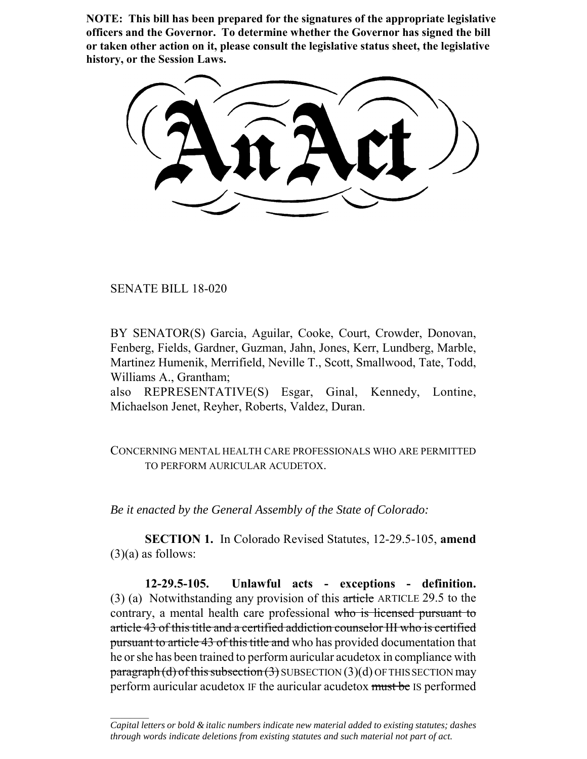**NOTE: This bill has been prepared for the signatures of the appropriate legislative officers and the Governor. To determine whether the Governor has signed the bill or taken other action on it, please consult the legislative status sheet, the legislative history, or the Session Laws.**

# An Act

SENATE BILL 18-020

BY SENATOR(S) Garcia, Aguilar, Cooke, Court, Crowder, Donovan, Fenberg, Fields, Gardner, Guzman, Jahn, Jones, Kerr, Lundberg, Marble, Martinez Humenik, Merrifield, Neville T., Scott, Smallwood, Tate, Todd, Williams A., Grantham;

also REPRESENTATIVE(S) Esgar, Ginal, Kennedy, Lontine, Michaelson Jenet, Reyher, Roberts, Valdez, Duran.

CONCERNING MENTAL HEALTH CARE PROFESSIONALS WHO ARE PERMITTED TO PERFORM AURICULAR ACUDETOX.

*Be it enacted by the General Assembly of the State of Colorado:*

**SECTION 1.** In Colorado Revised Statutes, 12-29.5-105, **amend** (3)(a) as follows:

**12-29.5-105. Unlawful acts - exceptions - definition.** (3) (a) Notwithstanding any provision of this ~~article~~ ARTICLE 29.5 to the contrary, a mental health care professional ~~who is licensed pursuant to article 43 of this title and a certified addiction counselor III who is certified pursuant to article 43 of this title and~~ who has provided documentation that he or she has been trained to perform auricular acudetox in compliance with ~~paragraph (d) of this subsection (3)~~ SUBSECTION (3)(d) OF THIS SECTION may perform auricular acudetox IF the auricular acudetox ~~must be~~ IS performed

*Capital letters or bold & italic numbers indicate new material added to existing statutes; dashes through words indicate deletions from existing statutes and such material not part of act.*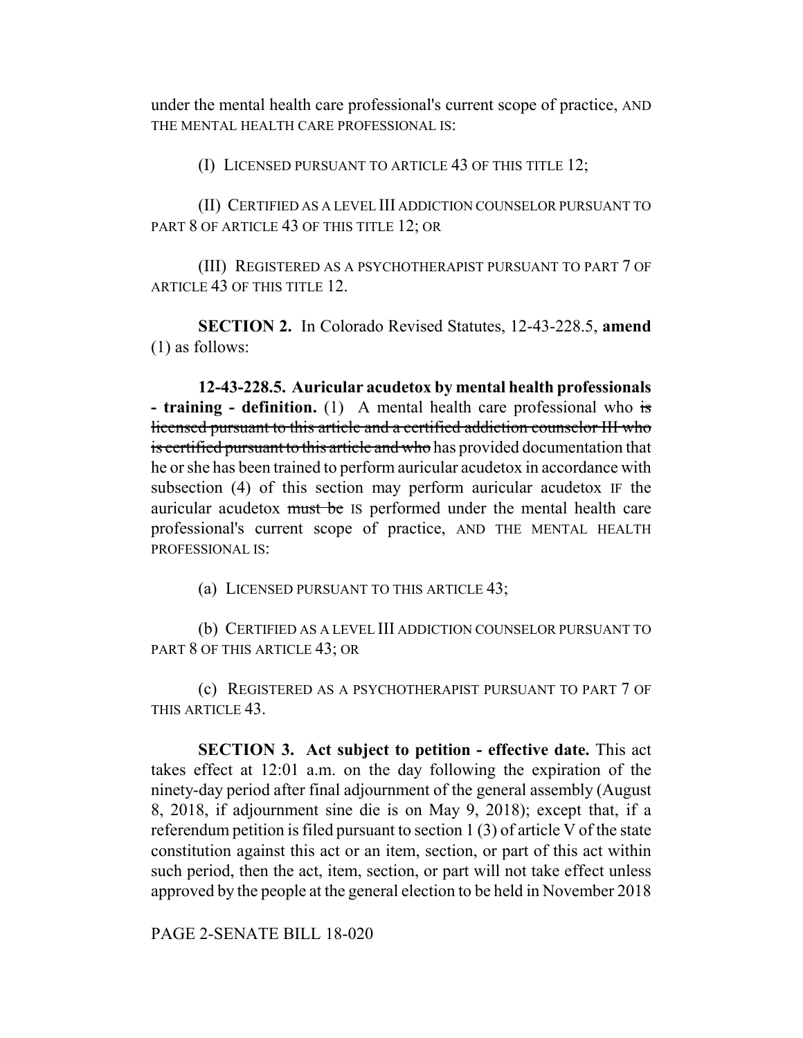under the mental health care professional's current scope of practice, AND THE MENTAL HEALTH CARE PROFESSIONAL IS:

(I) LICENSED PURSUANT TO ARTICLE 43 OF THIS TITLE 12;

(II) CERTIFIED AS A LEVEL III ADDICTION COUNSELOR PURSUANT TO PART 8 OF ARTICLE 43 OF THIS TITLE 12; OR

(III) REGISTERED AS A PSYCHOTHERAPIST PURSUANT TO PART 7 OF ARTICLE 43 OF THIS TITLE 12.

**SECTION 2.** In Colorado Revised Statutes, 12-43-228.5, **amend** (1) as follows:

**12-43-228.5. Auricular acudetox by mental health professionals - training - definition.** (1) A mental health care professional who ~~is licensed pursuant to this article and a certified addiction counselor III who is certified pursuant to this article and who~~ has provided documentation that he or she has been trained to perform auricular acudetox in accordance with subsection (4) of this section may perform auricular acudetox IF the auricular acudetox ~~must be~~ IS performed under the mental health care professional's current scope of practice, AND THE MENTAL HEALTH PROFESSIONAL IS:

(a) LICENSED PURSUANT TO THIS ARTICLE 43;

(b) CERTIFIED AS A LEVEL III ADDICTION COUNSELOR PURSUANT TO PART 8 OF THIS ARTICLE 43; OR

(c) REGISTERED AS A PSYCHOTHERAPIST PURSUANT TO PART 7 OF THIS ARTICLE 43.

**SECTION 3. Act subject to petition - effective date.** This act takes effect at 12:01 a.m. on the day following the expiration of the ninety-day period after final adjournment of the general assembly (August 8, 2018, if adjournment sine die is on May 9, 2018); except that, if a referendum petition is filed pursuant to section 1 (3) of article V of the state constitution against this act or an item, section, or part of this act within such period, then the act, item, section, or part will not take effect unless approved by the people at the general election to be held in November 2018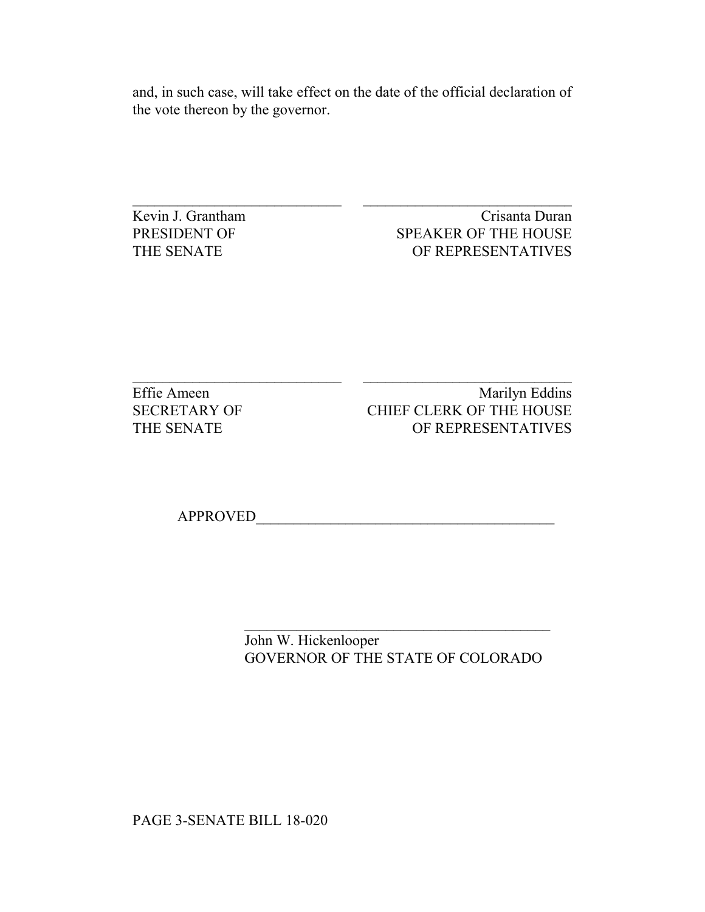and, in such case, will take effect on the date of the official declaration of the vote thereon by the governor.

____________________________  ____________________________
Kevin J. Grantham  Crisanta Duran
PRESIDENT OF THE SENATE  SPEAKER OF THE HOUSE OF REPRESENTATIVES

____________________________  ____________________________
Effie Ameen  Marilyn Eddins
SECRETARY OF THE SENATE  CHIEF CLERK OF THE HOUSE OF REPRESENTATIVES

APPROVED________________________________________

_________________________________________
John W. Hickenlooper
GOVERNOR OF THE STATE OF COLORADO

PAGE 3-SENATE BILL 18-020